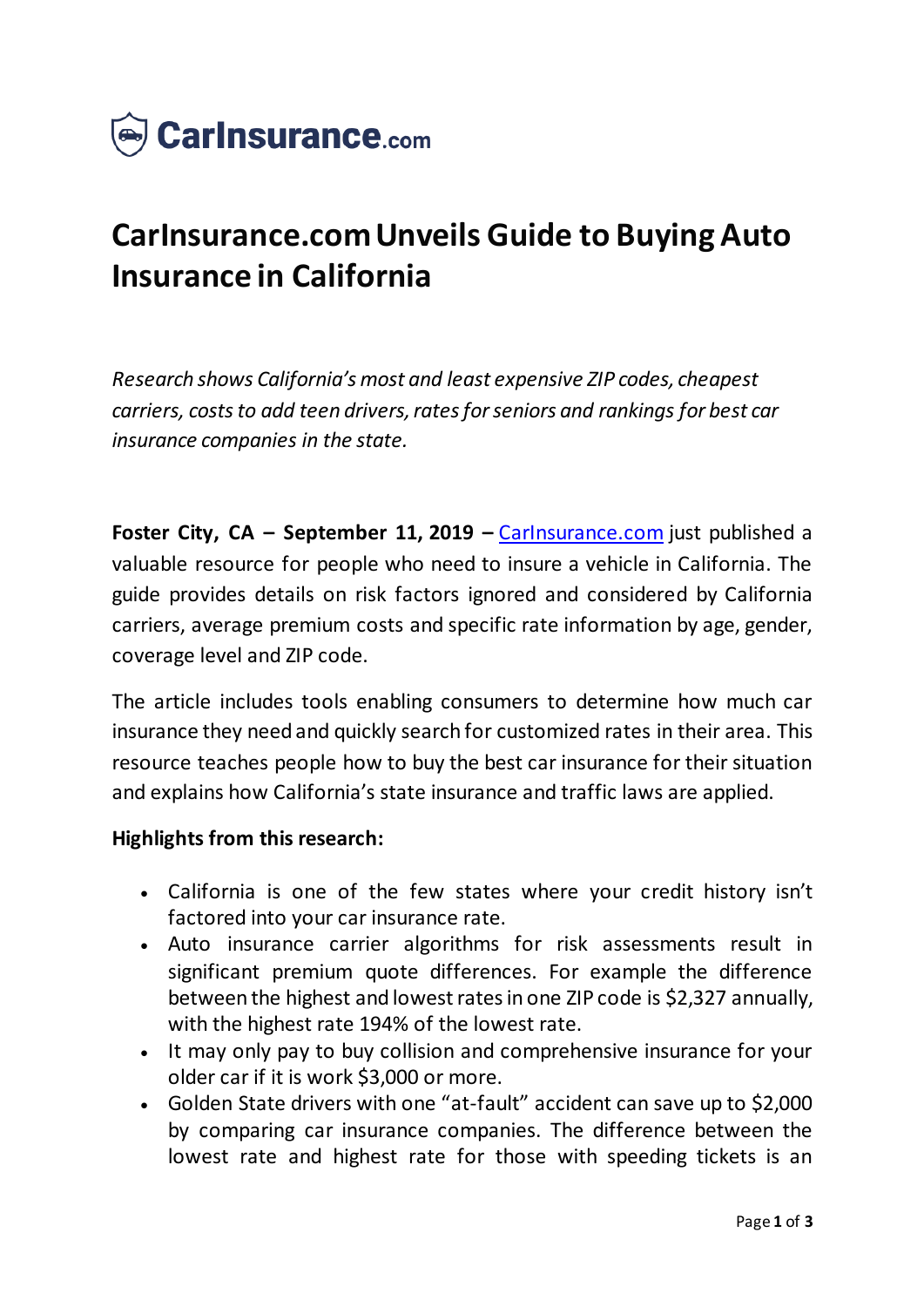CarInsurance.com

# CarInsurance.com Unveils Guide to Buying Auto Insurance in California

*Research shows California's most and least expensive ZIP codes, cheapest carriers, costs to add teen drivers, rates for seniors and rankings for best car insurance companies in the state.*

**Foster City, CA – September 11, 2019 –** CarInsurance.com just published a valuable resource for people who need to insure a vehicle in California. The guide provides details on risk factors ignored and considered by California carriers, average premium costs and specific rate information by age, gender, coverage level and ZIP code.

The article includes tools enabling consumers to determine how much car insurance they need and quickly search for customized rates in their area. This resource teaches people how to buy the best car insurance for their situation and explains how California's state insurance and traffic laws are applied.

**Highlights from this research:**

- California is one of the few states where your credit history isn't factored into your car insurance rate.
- Auto insurance carrier algorithms for risk assessments result in significant premium quote differences. For example the difference between the highest and lowest rates in one ZIP code is $2,327 annually, with the highest rate 194% of the lowest rate.
- It may only pay to buy collision and comprehensive insurance for your older car if it is work $3,000 or more.
- Golden State drivers with one "at-fault" accident can save up to $2,000 by comparing car insurance companies. The difference between the lowest rate and highest rate for those with speeding tickets is an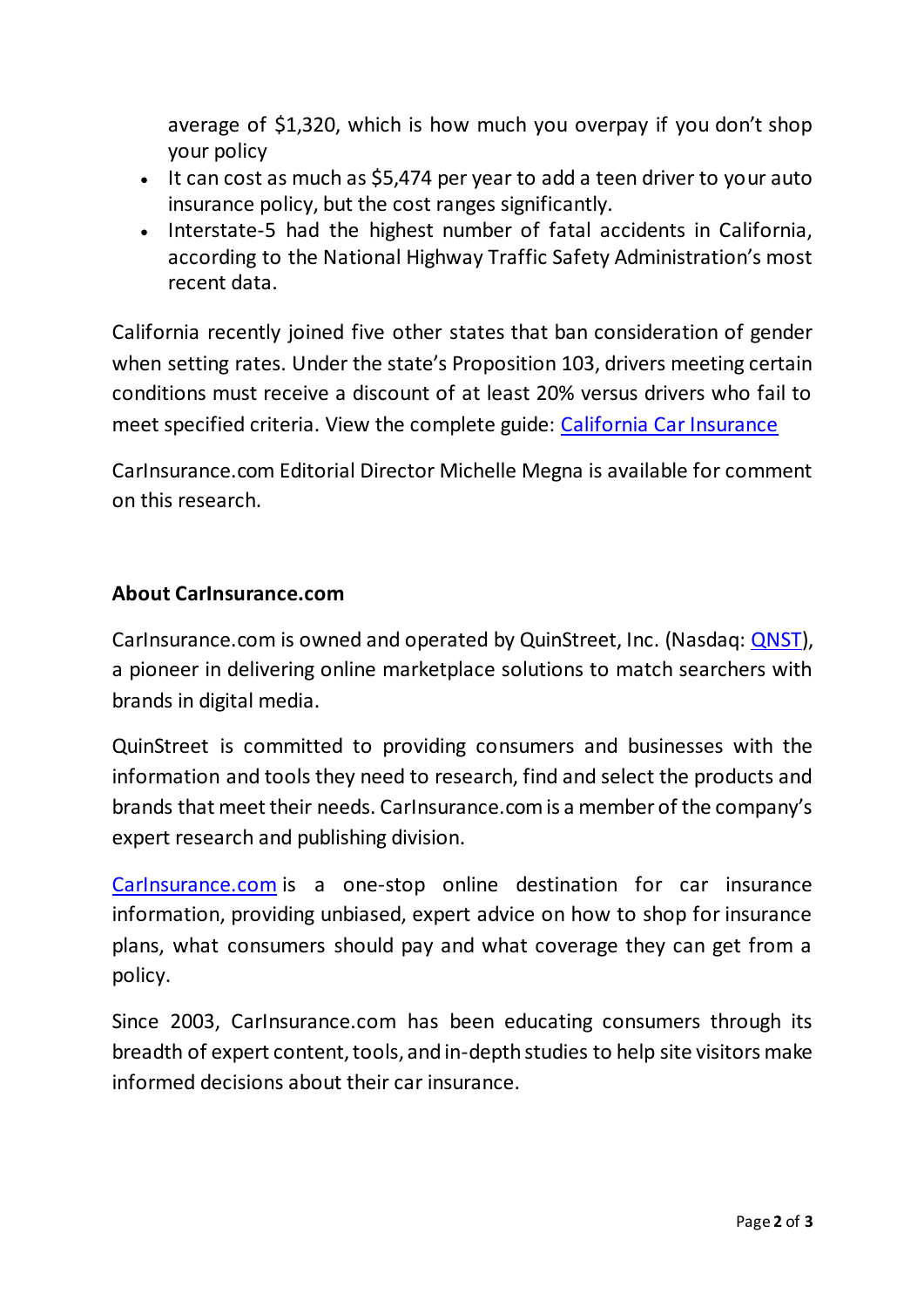average of $1,320, which is how much you overpay if you don't shop your policy

- It can cost as much as $5,474 per year to add a teen driver to your auto insurance policy, but the cost ranges significantly.
- Interstate-5 had the highest number of fatal accidents in California, according to the National Highway Traffic Safety Administration's most recent data.

California recently joined five other states that ban consideration of gender when setting rates. Under the state's Proposition 103, drivers meeting certain conditions must receive a discount of at least 20% versus drivers who fail to meet specified criteria. View the complete guide: California Car Insurance

CarInsurance.com Editorial Director Michelle Megna is available for comment on this research.

**About CarInsurance.com**

CarInsurance.com is owned and operated by QuinStreet, Inc. (Nasdaq: QNST), a pioneer in delivering online marketplace solutions to match searchers with brands in digital media.

QuinStreet is committed to providing consumers and businesses with the information and tools they need to research, find and select the products and brands that meet their needs. CarInsurance.com is a member of the company's expert research and publishing division.

CarInsurance.com is a one-stop online destination for car insurance information, providing unbiased, expert advice on how to shop for insurance plans, what consumers should pay and what coverage they can get from a policy.

Since 2003, CarInsurance.com has been educating consumers through its breadth of expert content, tools, and in-depth studies to help site visitors make informed decisions about their car insurance.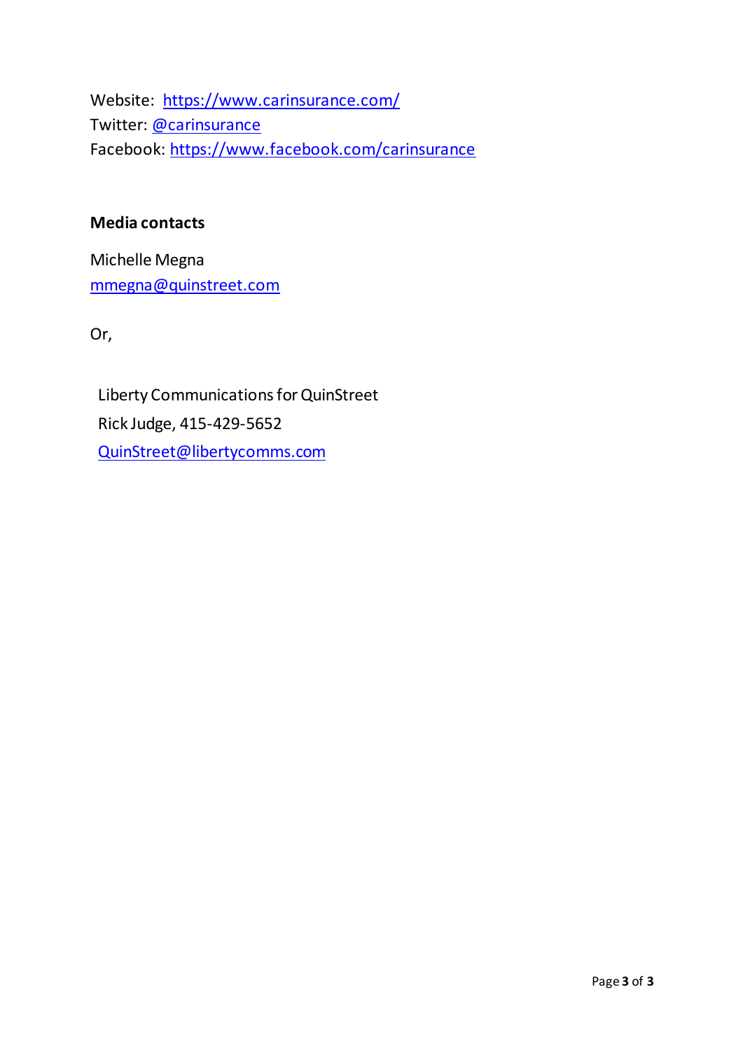Website: https://www.carinsurance.com/
Twitter: @carinsurance
Facebook: https://www.facebook.com/carinsurance

**Media contacts**

Michelle Megna
mmegna@quinstreet.com

Or,

Liberty Communications for QuinStreet
Rick Judge, 415-429-5652
QuinStreet@libertycomms.com